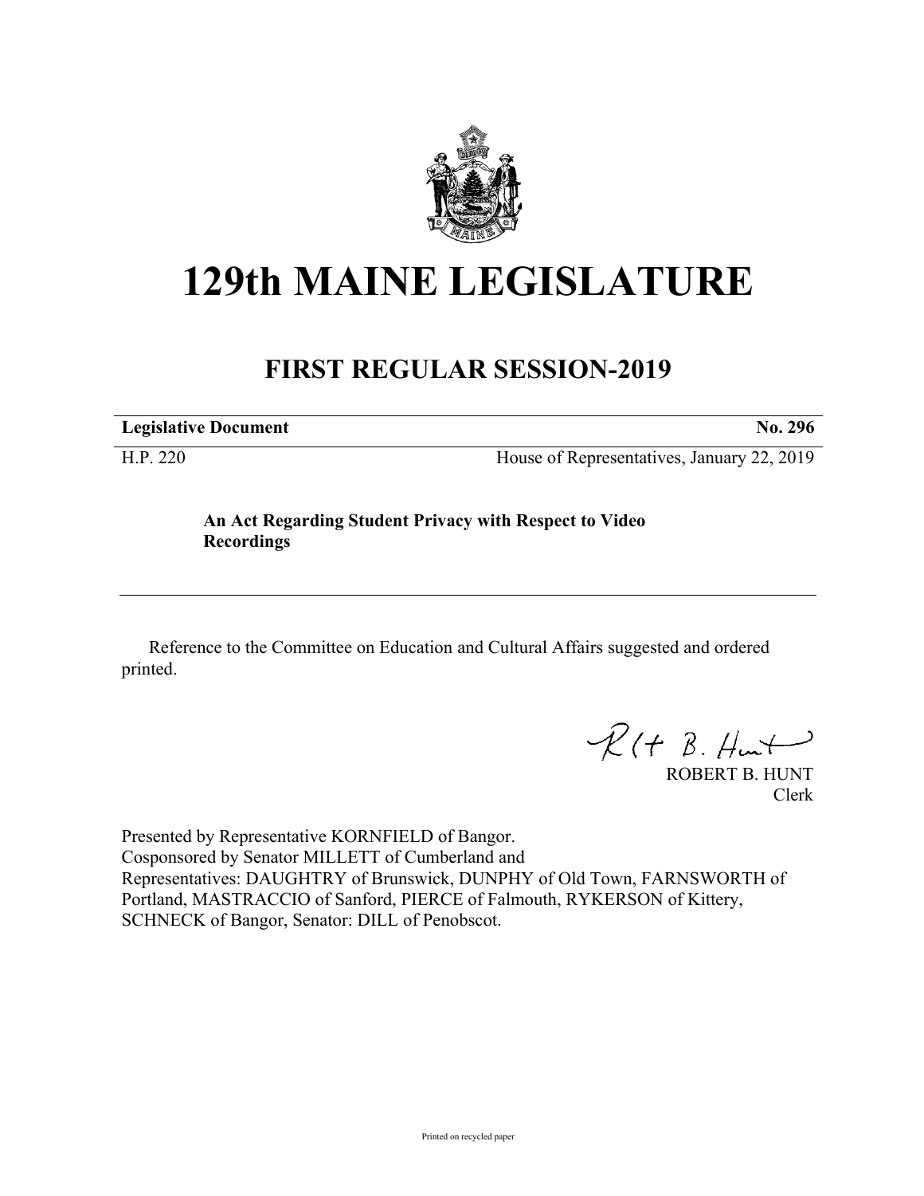# 129th MAINE LEGISLATURE

## FIRST REGULAR SESSION-2019

| **Legislative Document** | **No. 296** |
|---|---|
| H.P. 220 | House of Representatives, January 22, 2019 |

**An Act Regarding Student Privacy with Respect to Video Recordings**

Reference to the Committee on Education and Cultural Affairs suggested and ordered printed.

ROBERT B. HUNT
Clerk

Presented by Representative KORNFIELD of Bangor.
Cosponsored by Senator MILLETT of Cumberland and
Representatives: DAUGHTRY of Brunswick, DUNPHY of Old Town, FARNSWORTH of Portland, MASTRACCIO of Sanford, PIERCE of Falmouth, RYKERSON of Kittery, SCHNECK of Bangor, Senator: DILL of Penobscot.

Printed on recycled paper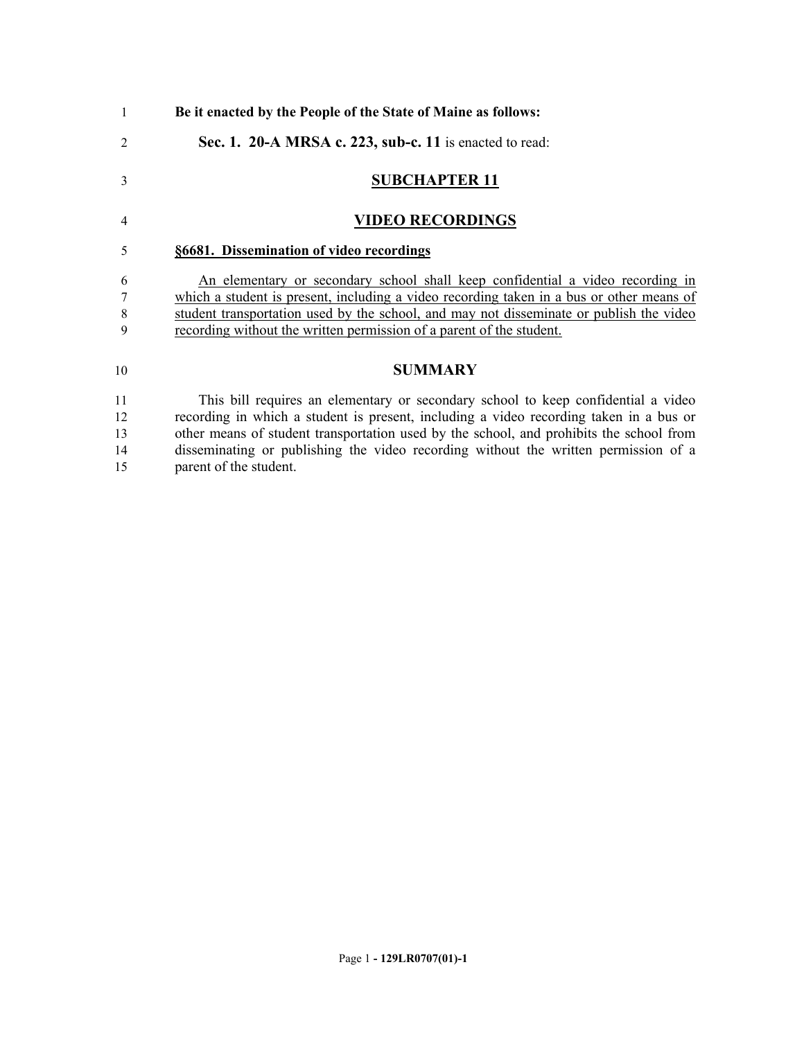**Be it enacted by the People of the State of Maine as follows:**

**Sec. 1. 20-A MRSA c. 223, sub-c. 11** is enacted to read:

## SUBCHAPTER 11

## VIDEO RECORDINGS

**§6681. Dissemination of video recordings**

An elementary or secondary school shall keep confidential a video recording in which a student is present, including a video recording taken in a bus or other means of student transportation used by the school, and may not disseminate or publish the video recording without the written permission of a parent of the student.

## SUMMARY

This bill requires an elementary or secondary school to keep confidential a video recording in which a student is present, including a video recording taken in a bus or other means of student transportation used by the school, and prohibits the school from disseminating or publishing the video recording without the written permission of a parent of the student.